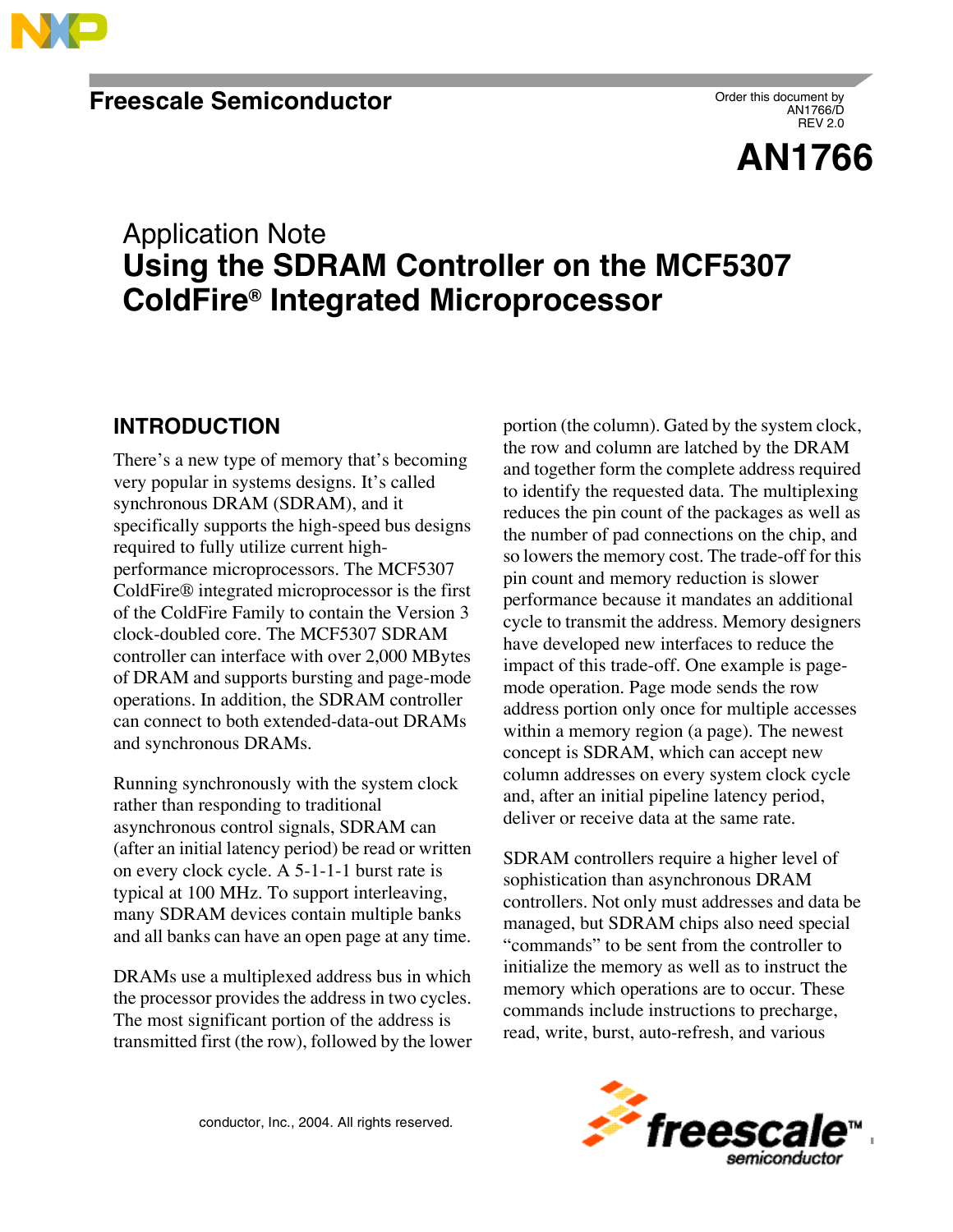Freescale Semiconductor

Order this document by AN1766/D REV 2.0

# AN1766

Application Note

# Using the SDRAM Controller on the MCF5307 ColdFire® Integrated Microprocessor

## INTRODUCTION

There's a new type of memory that's becoming very popular in systems designs. It's called synchronous DRAM (SDRAM), and it specifically supports the high-speed bus designs required to fully utilize current high-performance microprocessors. The MCF5307 ColdFire® integrated microprocessor is the first of the ColdFire Family to contain the Version 3 clock-doubled core. The MCF5307 SDRAM controller can interface with over 2,000 MBytes of DRAM and supports bursting and page-mode operations. In addition, the SDRAM controller can connect to both extended-data-out DRAMs and synchronous DRAMs.

Running synchronously with the system clock rather than responding to traditional asynchronous control signals, SDRAM can (after an initial latency period) be read or written on every clock cycle. A 5-1-1-1 burst rate is typical at 100 MHz. To support interleaving, many SDRAM devices contain multiple banks and all banks can have an open page at any time.

DRAMs use a multiplexed address bus in which the processor provides the address in two cycles. The most significant portion of the address is transmitted first (the row), followed by the lower portion (the column). Gated by the system clock, the row and column are latched by the DRAM and together form the complete address required to identify the requested data. The multiplexing reduces the pin count of the packages as well as the number of pad connections on the chip, and so lowers the memory cost. The trade-off for this pin count and memory reduction is slower performance because it mandates an additional cycle to transmit the address. Memory designers have developed new interfaces to reduce the impact of this trade-off. One example is page-mode operation. Page mode sends the row address portion only once for multiple accesses within a memory region (a page). The newest concept is SDRAM, which can accept new column addresses on every system clock cycle and, after an initial pipeline latency period, deliver or receive data at the same rate.

SDRAM controllers require a higher level of sophistication than asynchronous DRAM controllers. Not only must addresses and data be managed, but SDRAM chips also need special "commands" to be sent from the controller to initialize the memory as well as to instruct the memory which operations are to occur. These commands include instructions to precharge, read, write, burst, auto-refresh, and various

conductor, Inc., 2004. All rights reserved.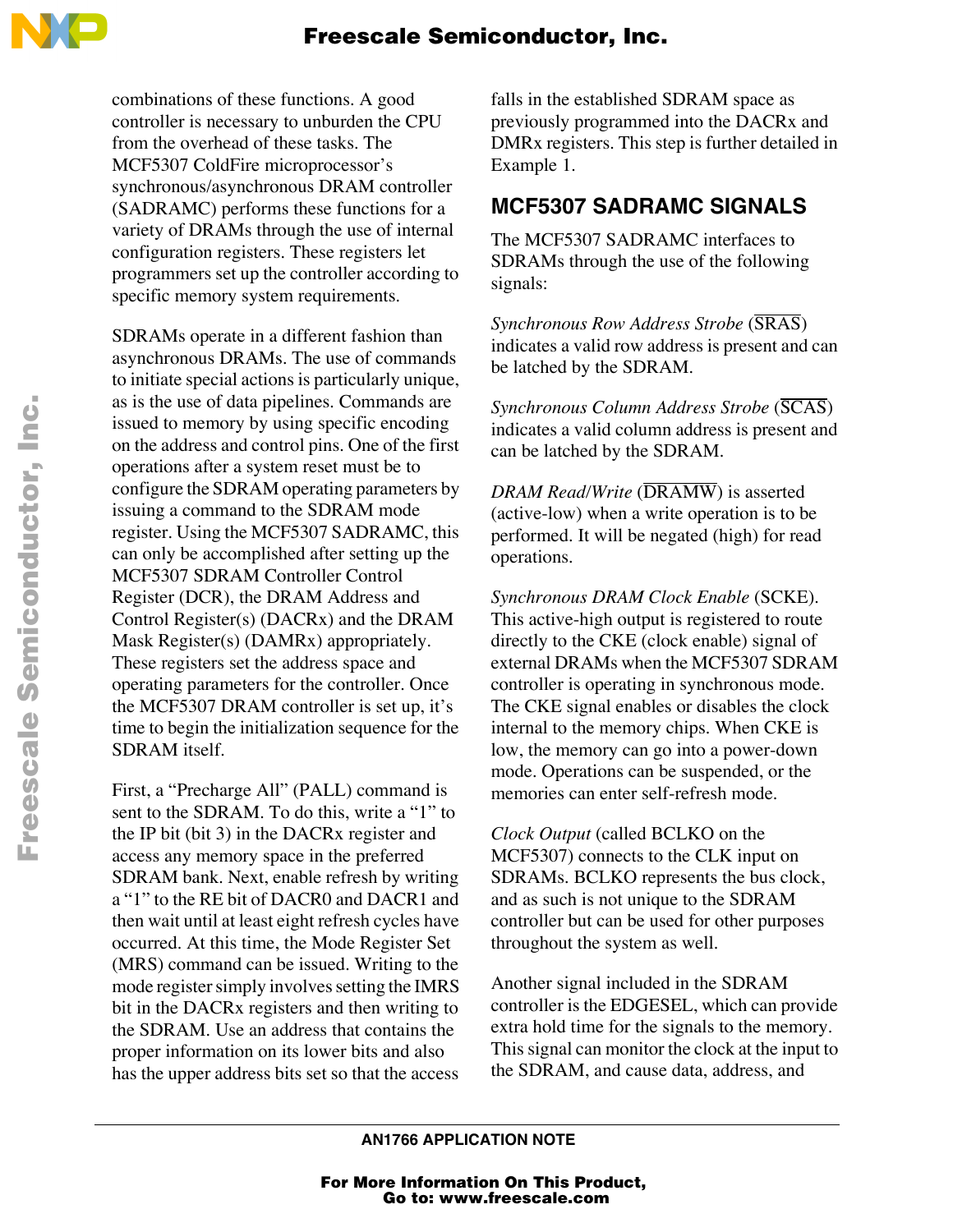combinations of these functions. A good controller is necessary to unburden the CPU from the overhead of these tasks. The MCF5307 ColdFire microprocessor's synchronous/asynchronous DRAM controller (SADRAMC) performs these functions for a variety of DRAMs through the use of internal configuration registers. These registers let programmers set up the controller according to specific memory system requirements.

SDRAMs operate in a different fashion than asynchronous DRAMs. The use of commands to initiate special actions is particularly unique, as is the use of data pipelines. Commands are issued to memory by using specific encoding on the address and control pins. One of the first operations after a system reset must be to configure the SDRAM operating parameters by issuing a command to the SDRAM mode register. Using the MCF5307 SADRAMC, this can only be accomplished after setting up the MCF5307 SDRAM Controller Control Register (DCR), the DRAM Address and Control Register(s) (DACRx) and the DRAM Mask Register(s) (DAMRx) appropriately. These registers set the address space and operating parameters for the controller. Once the MCF5307 DRAM controller is set up, it's time to begin the initialization sequence for the SDRAM itself.

First, a "Precharge All" (PALL) command is sent to the SDRAM. To do this, write a "1" to the IP bit (bit 3) in the DACRx register and access any memory space in the preferred SDRAM bank. Next, enable refresh by writing a "1" to the RE bit of DACR0 and DACR1 and then wait until at least eight refresh cycles have occurred. At this time, the Mode Register Set (MRS) command can be issued. Writing to the mode register simply involves setting the IMRS bit in the DACRx registers and then writing to the SDRAM. Use an address that contains the proper information on its lower bits and also has the upper address bits set so that the access falls in the established SDRAM space as previously programmed into the DACRx and DMRx registers. This step is further detailed in Example 1.

## MCF5307 SADRAMC SIGNALS

The MCF5307 SADRAMC interfaces to SDRAMs through the use of the following signals:

*Synchronous Row Address Strobe* ($\overline{\text{SRAS}}$) indicates a valid row address is present and can be latched by the SDRAM.

*Synchronous Column Address Strobe* ($\overline{\text{SCAS}}$) indicates a valid column address is present and can be latched by the SDRAM.

*DRAM Read/Write* ($\overline{\text{DRAMW}}$) is asserted (active-low) when a write operation is to be performed. It will be negated (high) for read operations.

*Synchronous DRAM Clock Enable* (SCKE). This active-high output is registered to route directly to the CKE (clock enable) signal of external DRAMs when the MCF5307 SDRAM controller is operating in synchronous mode. The CKE signal enables or disables the clock internal to the memory chips. When CKE is low, the memory can go into a power-down mode. Operations can be suspended, or the memories can enter self-refresh mode.

*Clock Output* (called BCLKO on the MCF5307) connects to the CLK input on SDRAMs. BCLKO represents the bus clock, and as such is not unique to the SDRAM controller but can be used for other purposes throughout the system as well.

Another signal included in the SDRAM controller is the EDGESEL, which can provide extra hold time for the signals to the memory. This signal can monitor the clock at the input to the SDRAM, and cause data, address, and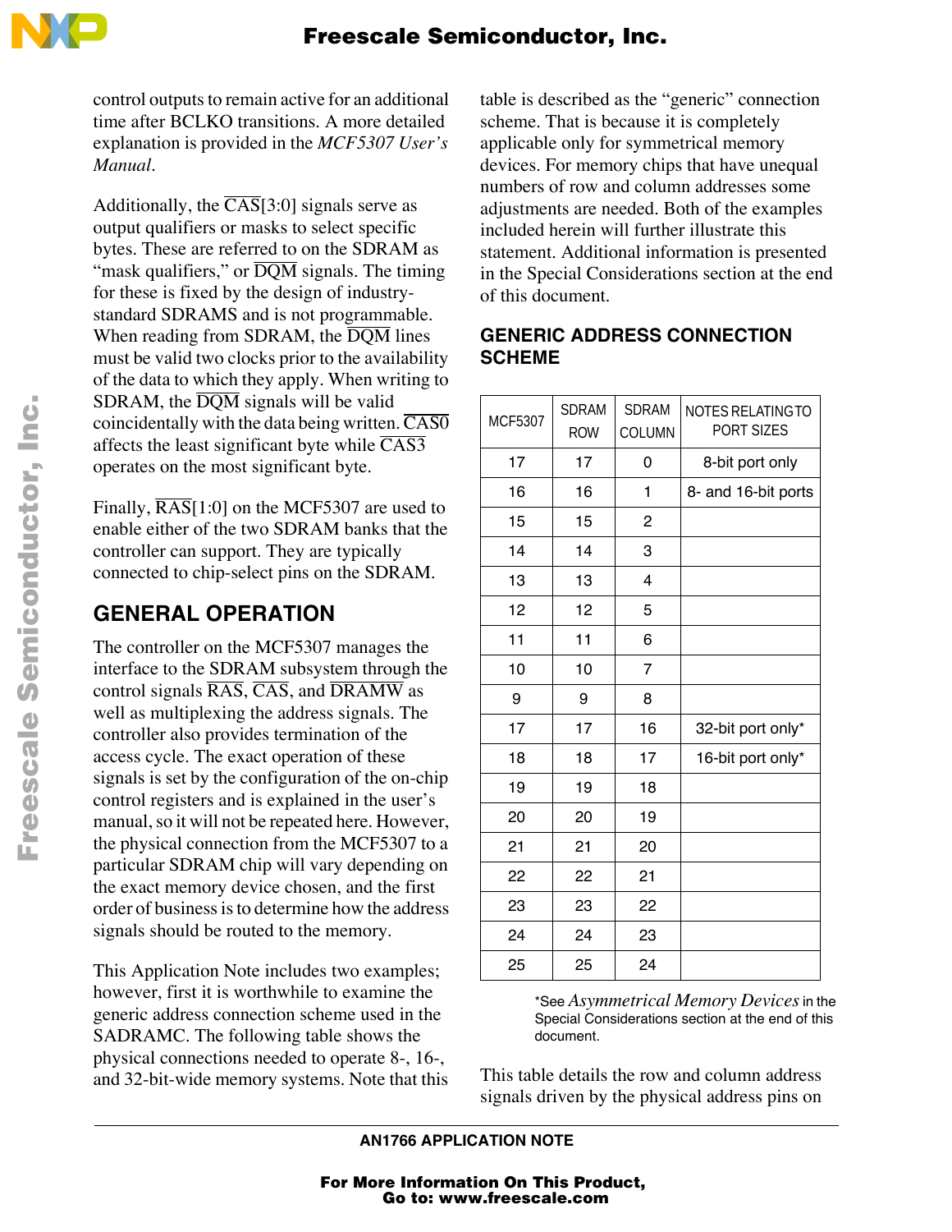control outputs to remain active for an additional time after BCLKO transitions. A more detailed explanation is provided in the *MCF5307 User's Manual*.

Additionally, the $\overline{\text{CAS}}$[3:0] signals serve as output qualifiers or masks to select specific bytes. These are referred to on the SDRAM as "mask qualifiers," or $\overline{\text{DQM}}$ signals. The timing for these is fixed by the design of industry-standard SDRAMS and is not programmable. When reading from SDRAM, the $\overline{\text{DQM}}$ lines must be valid two clocks prior to the availability of the data to which they apply. When writing to SDRAM, the $\overline{\text{DQM}}$ signals will be valid coincidentally with the data being written. $\overline{\text{CAS0}}$ affects the least significant byte while $\overline{\text{CAS3}}$ operates on the most significant byte.

Finally, $\overline{\text{RAS}}$[1:0] on the MCF5307 are used to enable either of the two SDRAM banks that the controller can support. They are typically connected to chip-select pins on the SDRAM.

## GENERAL OPERATION

The controller on the MCF5307 manages the interface to the SDRAM subsystem through the control signals $\overline{\text{RAS}}$, $\overline{\text{CAS}}$, and $\overline{\text{DRAMW}}$ as well as multiplexing the address signals. The controller also provides termination of the access cycle. The exact operation of these signals is set by the configuration of the on-chip control registers and is explained in the user's manual, so it will not be repeated here. However, the physical connection from the MCF5307 to a particular SDRAM chip will vary depending on the exact memory device chosen, and the first order of business is to determine how the address signals should be routed to the memory.

This Application Note includes two examples; however, first it is worthwhile to examine the generic address connection scheme used in the SADRAMC. The following table shows the physical connections needed to operate 8-, 16-, and 32-bit-wide memory systems. Note that this table is described as the "generic" connection scheme. That is because it is completely applicable only for symmetrical memory devices. For memory chips that have unequal numbers of row and column addresses some adjustments are needed. Both of the examples included herein will further illustrate this statement. Additional information is presented in the Special Considerations section at the end of this document.

## GENERIC ADDRESS CONNECTION SCHEME

| MCF5307 | SDRAM ROW | SDRAM COLUMN | NOTES RELATING TO PORT SIZES |
|---|---|---|---|
| 17 | 17 | 0 | 8-bit port only |
| 16 | 16 | 1 | 8- and 16-bit ports |
| 15 | 15 | 2 | |
| 14 | 14 | 3 | |
| 13 | 13 | 4 | |
| 12 | 12 | 5 | |
| 11 | 11 | 6 | |
| 10 | 10 | 7 | |
| 9 | 9 | 8 | |
| 17 | 17 | 16 | 32-bit port only* |
| 18 | 18 | 17 | 16-bit port only* |
| 19 | 19 | 18 | |
| 20 | 20 | 19 | |
| 21 | 21 | 20 | |
| 22 | 22 | 21 | |
| 23 | 23 | 22 | |
| 24 | 24 | 23 | |
| 25 | 25 | 24 | |

*See *Asymmetrical Memory Devices* in the Special Considerations section at the end of this document.

This table details the row and column address signals driven by the physical address pins on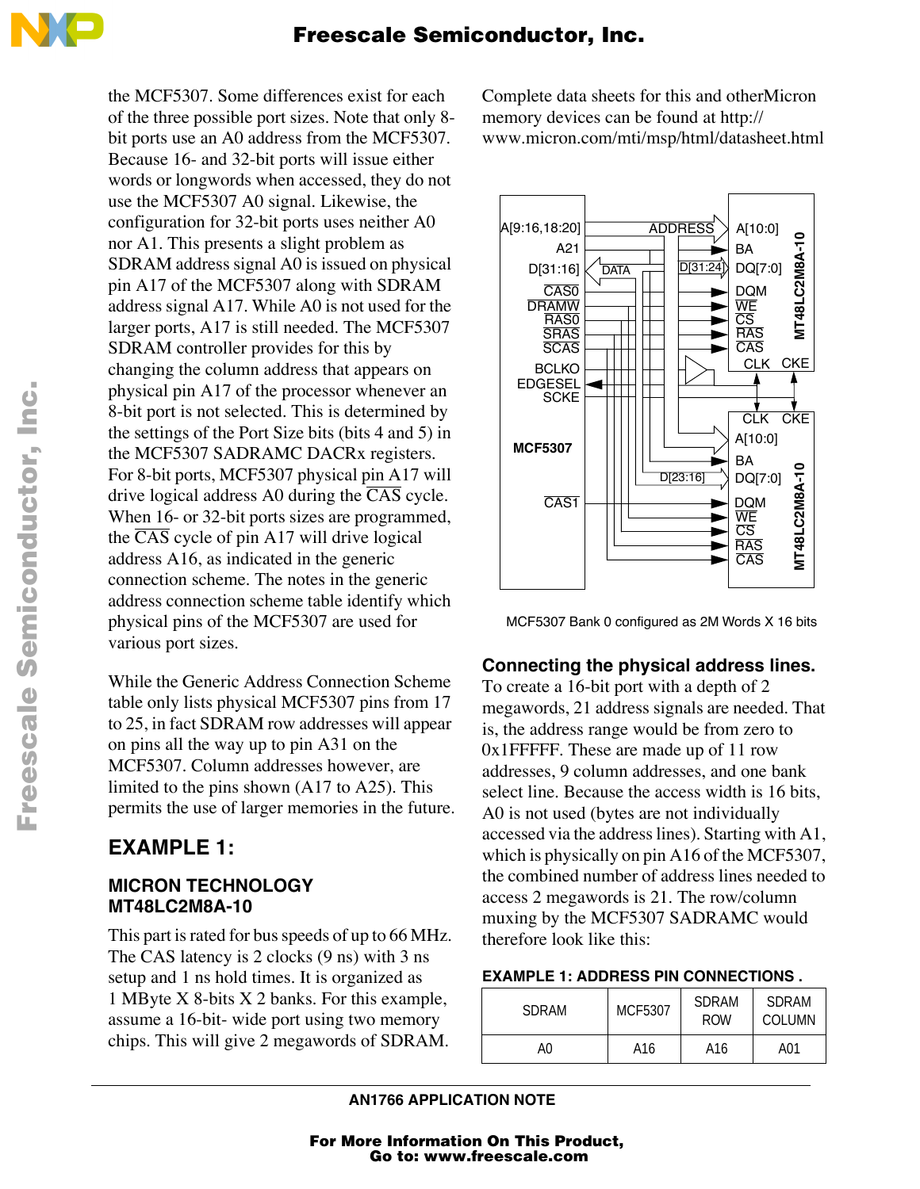the MCF5307. Some differences exist for each of the three possible port sizes. Note that only 8-bit ports use an A0 address from the MCF5307. Because 16- and 32-bit ports will issue either words or longwords when accessed, they do not use the MCF5307 A0 signal. Likewise, the configuration for 32-bit ports uses neither A0 nor A1. This presents a slight problem as SDRAM address signal A0 is issued on physical pin A17 of the MCF5307 along with SDRAM address signal A17. While A0 is not used for the larger ports, A17 is still needed. The MCF5307 SDRAM controller provides for this by changing the column address that appears on physical pin A17 of the processor whenever an 8-bit port is not selected. This is determined by the settings of the Port Size bits (bits 4 and 5) in the MCF5307 SADRAMC DACRx registers. For 8-bit ports, MCF5307 physical pin A17 will drive logical address A0 during the $\overline{\text{CAS}}$ cycle. When 16- or 32-bit ports sizes are programmed, the $\overline{\text{CAS}}$ cycle of pin A17 will drive logical address A16, as indicated in the generic connection scheme. The notes in the generic address connection scheme table identify which physical pins of the MCF5307 are used for various port sizes.

While the Generic Address Connection Scheme table only lists physical MCF5307 pins from 17 to 25, in fact SDRAM row addresses will appear on pins all the way up to pin A31 on the MCF5307. Column addresses however, are limited to the pins shown (A17 to A25). This permits the use of larger memories in the future.

## EXAMPLE 1:

### MICRON TECHNOLOGY MT48LC2M8A-10

This part is rated for bus speeds of up to 66 MHz. The CAS latency is 2 clocks (9 ns) with 3 ns setup and 1 ns hold times. It is organized as 1 MByte X 8-bits X 2 banks. For this example, assume a 16-bit- wide port using two memory chips. This will give 2 megawords of SDRAM.

Complete data sheets for this and otherMicron memory devices can be found at http://www.micron.com/mti/msp/html/datasheet.html

MCF5307 Bank 0 configured as 2M Words X 16 bits

### Connecting the physical address lines.

To create a 16-bit port with a depth of 2 megawords, 21 address signals are needed. That is, the address range would be from zero to 0x1FFFFF. These are made up of 11 row addresses, 9 column addresses, and one bank select line. Because the access width is 16 bits, A0 is not used (bytes are not individually accessed via the address lines). Starting with A1, which is physically on pin A16 of the MCF5307, the combined number of address lines needed to access 2 megawords is 21. The row/column muxing by the MCF5307 SADRAMC would therefore look like this:

**EXAMPLE 1: ADDRESS PIN CONNECTIONS .**

| SDRAM | MCF5307 | SDRAM ROW | SDRAM COLUMN |
|---|---|---|---|
| A0 | A16 | A16 | A01 |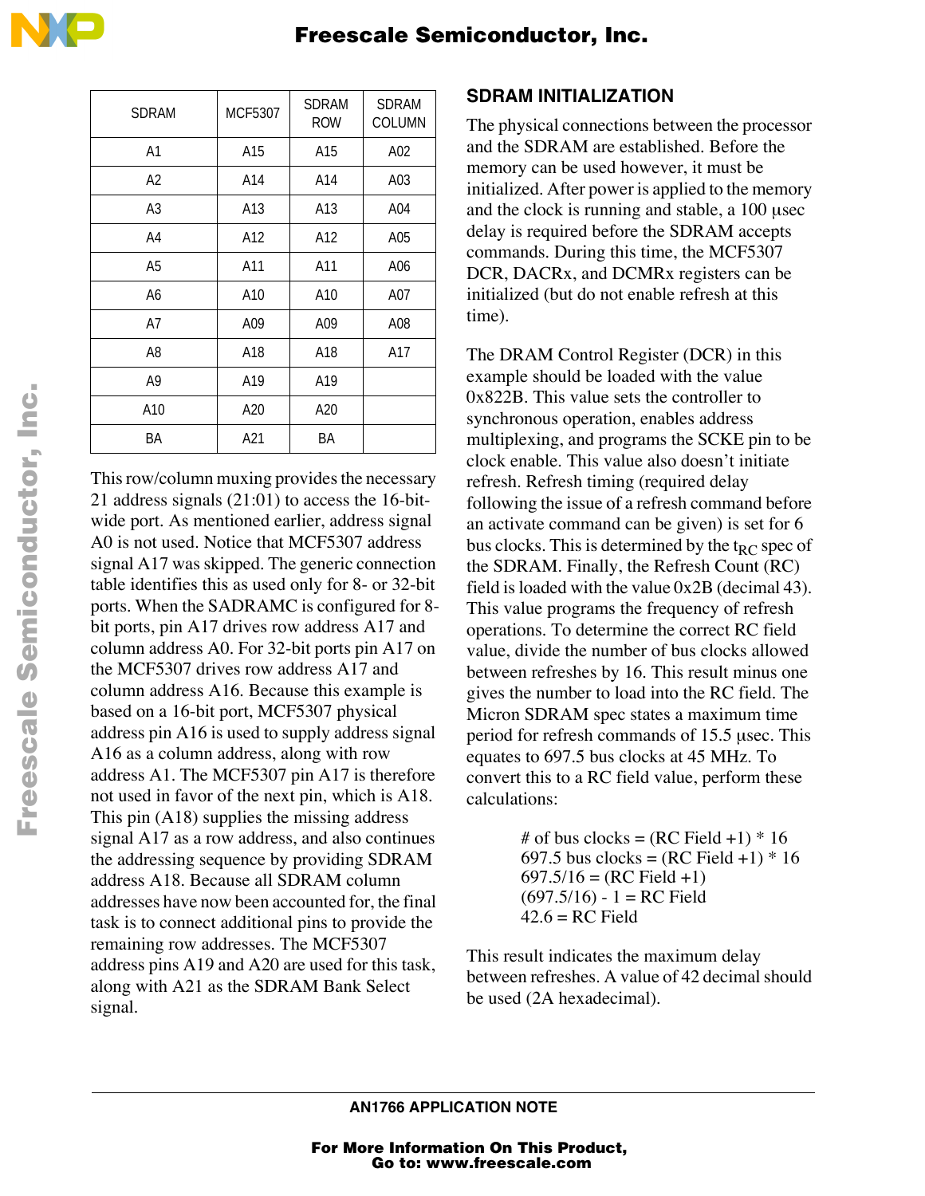| SDRAM | MCF5307 | SDRAM ROW | SDRAM COLUMN |
|---|---|---|---|
| A1 | A15 | A15 | A02 |
| A2 | A14 | A14 | A03 |
| A3 | A13 | A13 | A04 |
| A4 | A12 | A12 | A05 |
| A5 | A11 | A11 | A06 |
| A6 | A10 | A10 | A07 |
| A7 | A09 | A09 | A08 |
| A8 | A18 | A18 | A17 |
| A9 | A19 | A19 | |
| A10 | A20 | A20 | |
| BA | A21 | BA | |

This row/column muxing provides the necessary 21 address signals (21:01) to access the 16-bit-wide port. As mentioned earlier, address signal A0 is not used. Notice that MCF5307 address signal A17 was skipped. The generic connection table identifies this as used only for 8- or 32-bit ports. When the SADRAMC is configured for 8-bit ports, pin A17 drives row address A17 and column address A0. For 32-bit ports pin A17 on the MCF5307 drives row address A17 and column address A16. Because this example is based on a 16-bit port, MCF5307 physical address pin A16 is used to supply address signal A16 as a column address, along with row address A1. The MCF5307 pin A17 is therefore not used in favor of the next pin, which is A18. This pin (A18) supplies the missing address signal A17 as a row address, and also continues the addressing sequence by providing SDRAM address A18. Because all SDRAM column addresses have now been accounted for, the final task is to connect additional pins to provide the remaining row addresses. The MCF5307 address pins A19 and A20 are used for this task, along with A21 as the SDRAM Bank Select signal.

## SDRAM INITIALIZATION

The physical connections between the processor and the SDRAM are established. Before the memory can be used however, it must be initialized. After power is applied to the memory and the clock is running and stable, a 100 μsec delay is required before the SDRAM accepts commands. During this time, the MCF5307 DCR, DACRx, and DCMRx registers can be initialized (but do not enable refresh at this time).

The DRAM Control Register (DCR) in this example should be loaded with the value 0x822B. This value sets the controller to synchronous operation, enables address multiplexing, and programs the SCKE pin to be clock enable. This value also doesn't initiate refresh. Refresh timing (required delay following the issue of a refresh command before an activate command can be given) is set for 6 bus clocks. This is determined by the $t_{RC}$ spec of the SDRAM. Finally, the Refresh Count (RC) field is loaded with the value 0x2B (decimal 43). This value programs the frequency of refresh operations. To determine the correct RC field value, divide the number of bus clocks allowed between refreshes by 16. This result minus one gives the number to load into the RC field. The Micron SDRAM spec states a maximum time period for refresh commands of 15.5 μsec. This equates to 697.5 bus clocks at 45 MHz. To convert this to a RC field value, perform these calculations:

$$\text{\# of bus clocks} = (\text{RC Field} + 1) * 16$$
$$697.5 \text{ bus clocks} = (\text{RC Field} + 1) * 16$$
$$697.5/16 = (\text{RC Field} + 1)$$
$$(697.5/16) - 1 = \text{RC Field}$$
$$42.6 = \text{RC Field}$$

This result indicates the maximum delay between refreshes. A value of 42 decimal should be used (2A hexadecimal).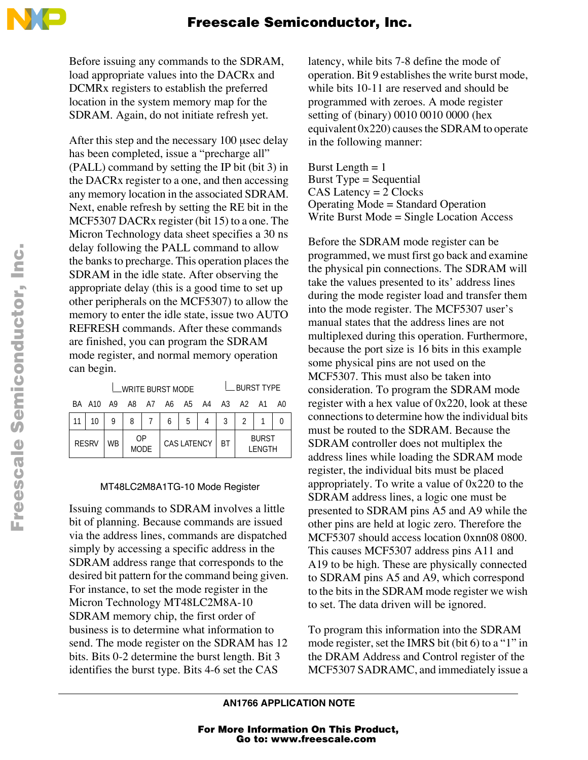Before issuing any commands to the SDRAM, load appropriate values into the DACRx and DCMRx registers to establish the preferred location in the system memory map for the SDRAM. Again, do not initiate refresh yet.

After this step and the necessary 100 µsec delay has been completed, issue a "precharge all" (PALL) command by setting the IP bit (bit 3) in the DACRx register to a one, and then accessing any memory location in the associated SDRAM. Next, enable refresh by setting the RE bit in the MCF5307 DACRx register (bit 15) to a one. The Micron Technology data sheet specifies a 30 ns delay following the PALL command to allow the banks to precharge. This operation places the SDRAM in the idle state. After observing the appropriate delay (this is a good time to set up other peripherals on the MCF5307) to allow the memory to enter the idle state, issue two AUTO REFRESH commands. After these commands are finished, you can program the SDRAM mode register, and normal memory operation can begin.

| BA | A10 | A9 | A8 | A7 | A6 | A5 | A4 | A3 | A2 | A1 | A0 |
|---|---|---|---|---|---|---|---|---|---|---|---|
| 11 | 10 | 9 | 8 | 7 | 6 | 5 | 4 | 3 | 2 | 1 | 0 |
| RESRV | | WB (WRITE BURST MODE) | OP MODE | | CAS LATENCY | | | BT (BURST TYPE) | BURST LENGTH | | |

MT48LC2M8A1TG-10 Mode Register

Issuing commands to SDRAM involves a little bit of planning. Because commands are issued via the address lines, commands are dispatched simply by accessing a specific address in the SDRAM address range that corresponds to the desired bit pattern for the command being given. For instance, to set the mode register in the Micron Technology MT48LC2M8A-10 SDRAM memory chip, the first order of business is to determine what information to send. The mode register on the SDRAM has 12 bits. Bits 0-2 determine the burst length. Bit 3 identifies the burst type. Bits 4-6 set the CAS latency, while bits 7-8 define the mode of operation. Bit 9 establishes the write burst mode, while bits 10-11 are reserved and should be programmed with zeroes. A mode register setting of (binary) 0010 0010 0000 (hex equivalent 0x220) causes the SDRAM to operate in the following manner:

Burst Length = 1
Burst Type = Sequential
CAS Latency = 2 Clocks
Operating Mode = Standard Operation
Write Burst Mode = Single Location Access

Before the SDRAM mode register can be programmed, we must first go back and examine the physical pin connections. The SDRAM will take the values presented to its' address lines during the mode register load and transfer them into the mode register. The MCF5307 user's manual states that the address lines are not multiplexed during this operation. Furthermore, because the port size is 16 bits in this example some physical pins are not used on the MCF5307. This must also be taken into consideration. To program the SDRAM mode register with a hex value of 0x220, look at these connections to determine how the individual bits must be routed to the SDRAM. Because the SDRAM controller does not multiplex the address lines while loading the SDRAM mode register, the individual bits must be placed appropriately. To write a value of 0x220 to the SDRAM address lines, a logic one must be presented to SDRAM pins A5 and A9 while the other pins are held at logic zero. Therefore the MCF5307 should access location 0xnn08 0800. This causes MCF5307 address pins A11 and A19 to be high. These are physically connected to SDRAM pins A5 and A9, which correspond to the bits in the SDRAM mode register we wish to set. The data driven will be ignored.

To program this information into the SDRAM mode register, set the IMRS bit (bit 6) to a "1" in the DRAM Address and Control register of the MCF5307 SADRAMC, and immediately issue a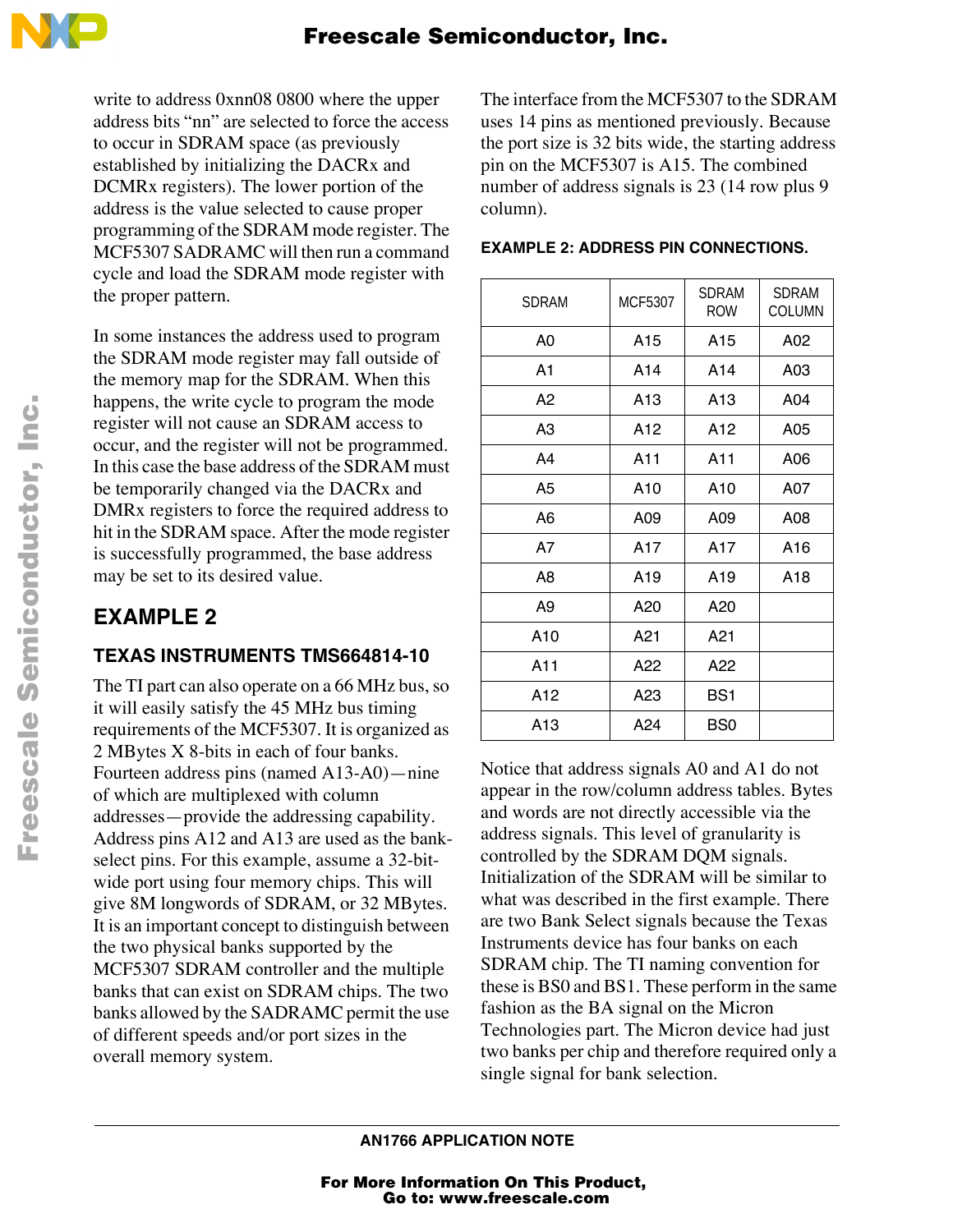write to address 0xnn08 0800 where the upper address bits "nn" are selected to force the access to occur in SDRAM space (as previously established by initializing the DACRx and DCMRx registers). The lower portion of the address is the value selected to cause proper programming of the SDRAM mode register. The MCF5307 SADRAMC will then run a command cycle and load the SDRAM mode register with the proper pattern.

In some instances the address used to program the SDRAM mode register may fall outside of the memory map for the SDRAM. When this happens, the write cycle to program the mode register will not cause an SDRAM access to occur, and the register will not be programmed. In this case the base address of the SDRAM must be temporarily changed via the DACRx and DMRx registers to force the required address to hit in the SDRAM space. After the mode register is successfully programmed, the base address may be set to its desired value.

## EXAMPLE 2

### TEXAS INSTRUMENTS TMS664814-10

The TI part can also operate on a 66 MHz bus, so it will easily satisfy the 45 MHz bus timing requirements of the MCF5307. It is organized as 2 MBytes X 8-bits in each of four banks. Fourteen address pins (named A13-A0)—nine of which are multiplexed with column addresses—provide the addressing capability. Address pins A12 and A13 are used as the bank-select pins. For this example, assume a 32-bit-wide port using four memory chips. This will give 8M longwords of SDRAM, or 32 MBytes. It is an important concept to distinguish between the two physical banks supported by the MCF5307 SDRAM controller and the multiple banks that can exist on SDRAM chips. The two banks allowed by the SADRAMC permit the use of different speeds and/or port sizes in the overall memory system.

The interface from the MCF5307 to the SDRAM uses 14 pins as mentioned previously. Because the port size is 32 bits wide, the starting address pin on the MCF5307 is A15. The combined number of address signals is 23 (14 row plus 9 column).

**EXAMPLE 2: ADDRESS PIN CONNECTIONS.**

| SDRAM | MCF5307 | SDRAM ROW | SDRAM COLUMN |
|---|---|---|---|
| A0 | A15 | A15 | A02 |
| A1 | A14 | A14 | A03 |
| A2 | A13 | A13 | A04 |
| A3 | A12 | A12 | A05 |
| A4 | A11 | A11 | A06 |
| A5 | A10 | A10 | A07 |
| A6 | A09 | A09 | A08 |
| A7 | A17 | A17 | A16 |
| A8 | A19 | A19 | A18 |
| A9 | A20 | A20 | |
| A10 | A21 | A21 | |
| A11 | A22 | A22 | |
| A12 | A23 | BS1 | |
| A13 | A24 | BS0 | |

Notice that address signals A0 and A1 do not appear in the row/column address tables. Bytes and words are not directly accessible via the address signals. This level of granularity is controlled by the SDRAM DQM signals. Initialization of the SDRAM will be similar to what was described in the first example. There are two Bank Select signals because the Texas Instruments device has four banks on each SDRAM chip. The TI naming convention for these is BS0 and BS1. These perform in the same fashion as the BA signal on the Micron Technologies part. The Micron device had just two banks per chip and therefore required only a single signal for bank selection.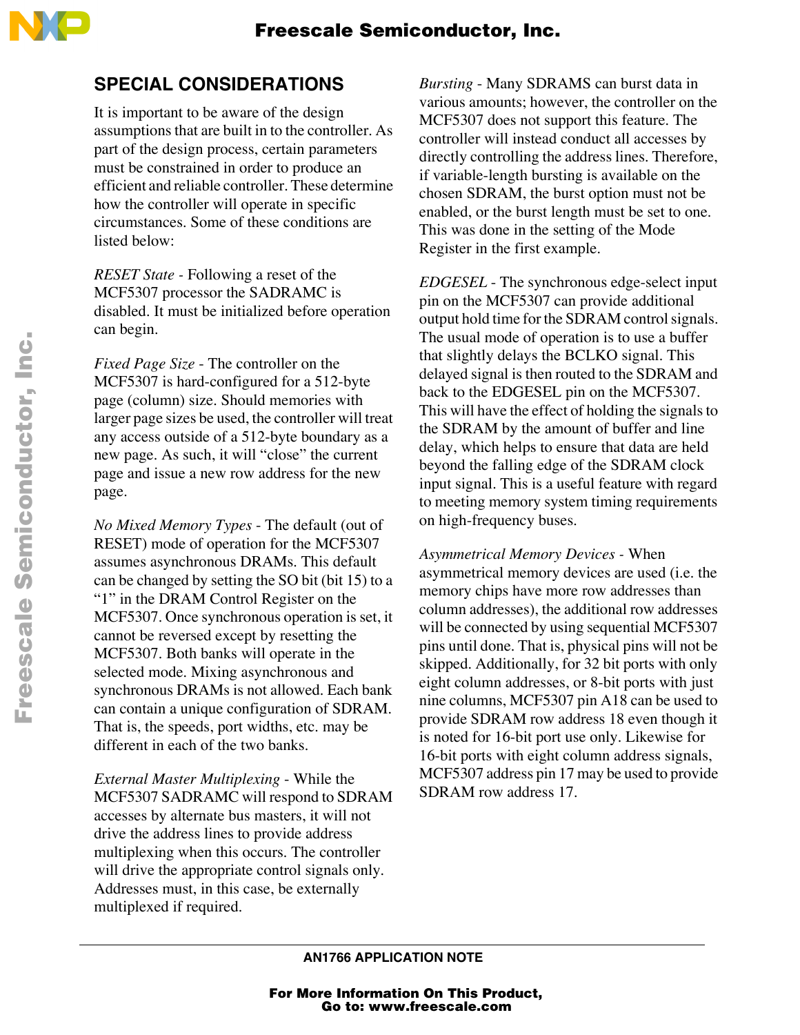## SPECIAL CONSIDERATIONS

It is important to be aware of the design assumptions that are built in to the controller. As part of the design process, certain parameters must be constrained in order to produce an efficient and reliable controller. These determine how the controller will operate in specific circumstances. Some of these conditions are listed below:

*RESET State* - Following a reset of the MCF5307 processor the SADRAMC is disabled. It must be initialized before operation can begin.

*Fixed Page Size* - The controller on the MCF5307 is hard-configured for a 512-byte page (column) size. Should memories with larger page sizes be used, the controller will treat any access outside of a 512-byte boundary as a new page. As such, it will "close" the current page and issue a new row address for the new page.

*No Mixed Memory Types* - The default (out of RESET) mode of operation for the MCF5307 assumes asynchronous DRAMs. This default can be changed by setting the SO bit (bit 15) to a "1" in the DRAM Control Register on the MCF5307. Once synchronous operation is set, it cannot be reversed except by resetting the MCF5307. Both banks will operate in the selected mode. Mixing asynchronous and synchronous DRAMs is not allowed. Each bank can contain a unique configuration of SDRAM. That is, the speeds, port widths, etc. may be different in each of the two banks.

*External Master Multiplexing* - While the MCF5307 SADRAMC will respond to SDRAM accesses by alternate bus masters, it will not drive the address lines to provide address multiplexing when this occurs. The controller will drive the appropriate control signals only. Addresses must, in this case, be externally multiplexed if required.

*Bursting* - Many SDRAMS can burst data in various amounts; however, the controller on the MCF5307 does not support this feature. The controller will instead conduct all accesses by directly controlling the address lines. Therefore, if variable-length bursting is available on the chosen SDRAM, the burst option must not be enabled, or the burst length must be set to one. This was done in the setting of the Mode Register in the first example.

*EDGESEL* - The synchronous edge-select input pin on the MCF5307 can provide additional output hold time for the SDRAM control signals. The usual mode of operation is to use a buffer that slightly delays the BCLKO signal. This delayed signal is then routed to the SDRAM and back to the EDGESEL pin on the MCF5307. This will have the effect of holding the signals to the SDRAM by the amount of buffer and line delay, which helps to ensure that data are held beyond the falling edge of the SDRAM clock input signal. This is a useful feature with regard to meeting memory system timing requirements on high-frequency buses.

*Asymmetrical Memory Devices* - When asymmetrical memory devices are used (i.e. the memory chips have more row addresses than column addresses), the additional row addresses will be connected by using sequential MCF5307 pins until done. That is, physical pins will not be skipped. Additionally, for 32 bit ports with only eight column addresses, or 8-bit ports with just nine columns, MCF5307 pin A18 can be used to provide SDRAM row address 18 even though it is noted for 16-bit port use only. Likewise for 16-bit ports with eight column address signals, MCF5307 address pin 17 may be used to provide SDRAM row address 17.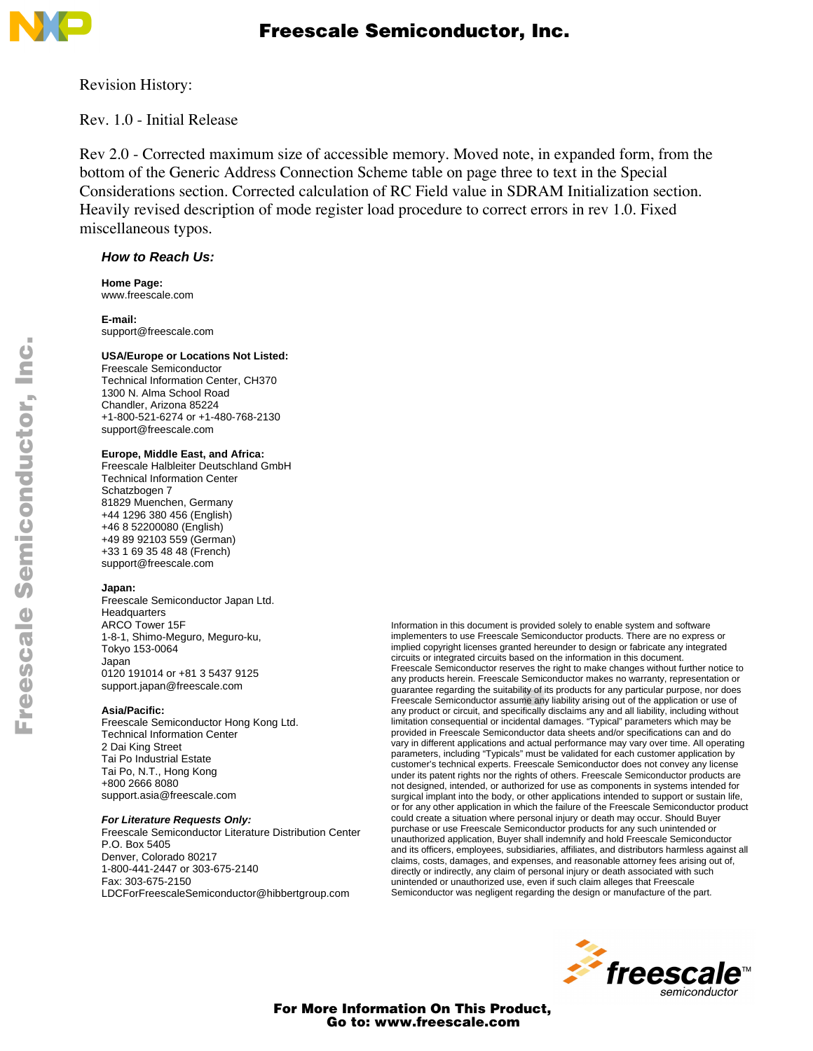Revision History:

Rev. 1.0 - Initial Release

Rev 2.0 - Corrected maximum size of accessible memory. Moved note, in expanded form, from the bottom of the Generic Address Connection Scheme table on page three to text in the Special Considerations section. Corrected calculation of RC Field value in SDRAM Initialization section. Heavily revised description of mode register load procedure to correct errors in rev 1.0. Fixed miscellaneous typos.

### *How to Reach Us:*

**Home Page:**
www.freescale.com

**E-mail:**
support@freescale.com

**USA/Europe or Locations Not Listed:**
Freescale Semiconductor
Technical Information Center, CH370
1300 N. Alma School Road
Chandler, Arizona 85224
+1-800-521-6274 or +1-480-768-2130
support@freescale.com

**Europe, Middle East, and Africa:**
Freescale Halbleiter Deutschland GmbH
Technical Information Center
Schatzbogen 7
81829 Muenchen, Germany
+44 1296 380 456 (English)
+46 8 52200080 (English)
+49 89 92103 559 (German)
+33 1 69 35 48 48 (French)
support@freescale.com

**Japan:**
Freescale Semiconductor Japan Ltd.
Headquarters
ARCO Tower 15F
1-8-1, Shimo-Meguro, Meguro-ku,
Tokyo 153-0064
Japan
0120 191014 or +81 3 5437 9125
support.japan@freescale.com

**Asia/Pacific:**
Freescale Semiconductor Hong Kong Ltd.
Technical Information Center
2 Dai King Street
Tai Po Industrial Estate
Tai Po, N.T., Hong Kong
+800 2666 8080
support.asia@freescale.com

***For Literature Requests Only:***
Freescale Semiconductor Literature Distribution Center
P.O. Box 5405
Denver, Colorado 80217
1-800-441-2447 or 303-675-2140
Fax: 303-675-2150
LDCForFreescaleSemiconductor@hibbertgroup.com

Information in this document is provided solely to enable system and software implementers to use Freescale Semiconductor products. There are no express or implied copyright licenses granted hereunder to design or fabricate any integrated circuits or integrated circuits based on the information in this document.
Freescale Semiconductor reserves the right to make changes without further notice to any products herein. Freescale Semiconductor makes no warranty, representation or guarantee regarding the suitability of its products for any particular purpose, nor does Freescale Semiconductor assume any liability arising out of the application or use of any product or circuit, and specifically disclaims any and all liability, including without limitation consequential or incidental damages. “Typical” parameters which may be provided in Freescale Semiconductor data sheets and/or specifications can and do vary in different applications and actual performance may vary over time. All operating parameters, including “Typicals” must be validated for each customer application by customer’s technical experts. Freescale Semiconductor does not convey any license under its patent rights nor the rights of others. Freescale Semiconductor products are not designed, intended, or authorized for use as components in systems intended for surgical implant into the body, or other applications intended to support or sustain life, or for any other application in which the failure of the Freescale Semiconductor product could create a situation where personal injury or death may occur. Should Buyer purchase or use Freescale Semiconductor products for any such unintended or unauthorized application, Buyer shall indemnify and hold Freescale Semiconductor and its officers, employees, subsidiaries, affiliates, and distributors harmless against all claims, costs, damages, and expenses, and reasonable attorney fees arising out of, directly or indirectly, any claim of personal injury or death associated with such unintended or unauthorized use, even if such claim alleges that Freescale Semiconductor was negligent regarding the design or manufacture of the part.